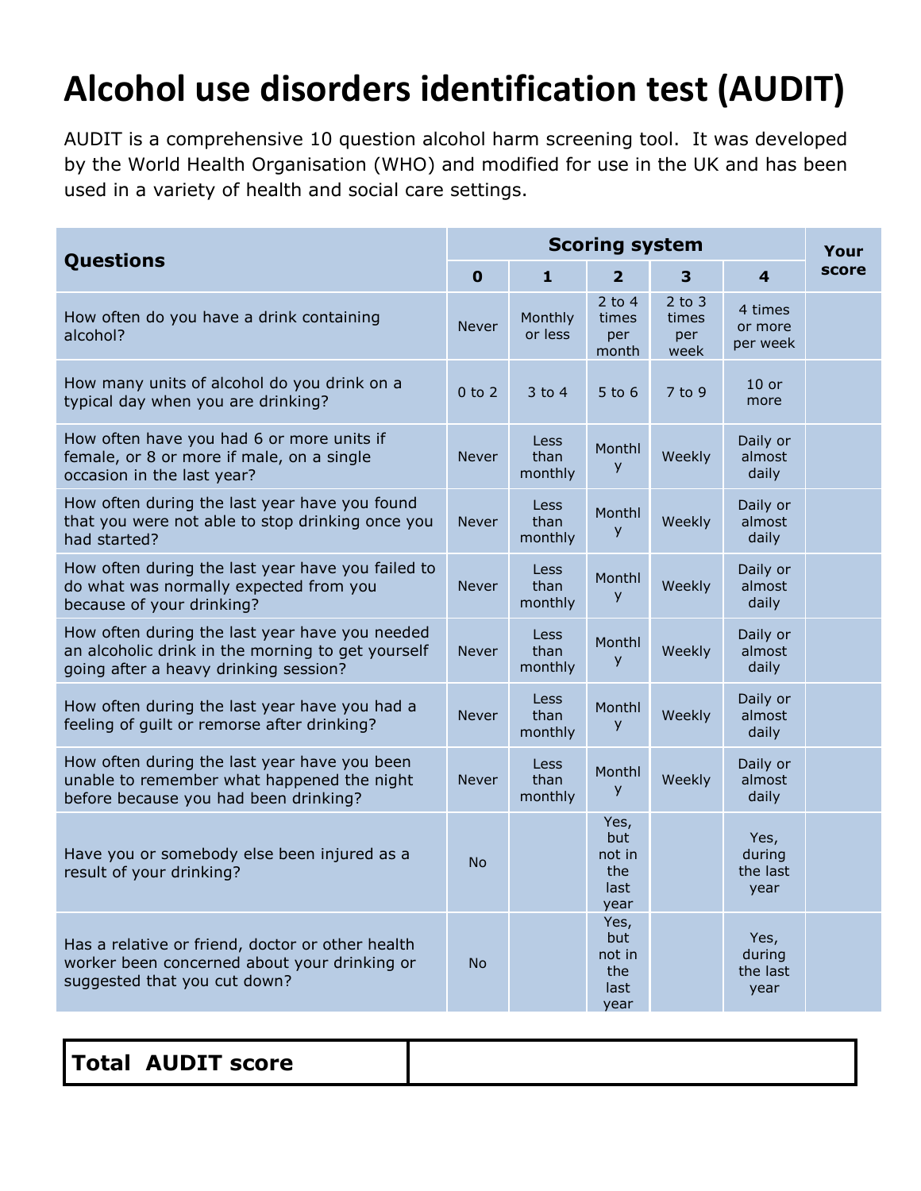# Alcohol use disorders identification test (AUDIT)

AUDIT is a comprehensive 10 question alcohol harm screening tool. It was developed by the World Health Organisation (WHO) and modified for use in the UK and has been used in a variety of health and social care settings.

| Questions | Scoring system | | | | | Your score |
|---|---|---|---|---|---|---|
| | 0 | 1 | 2 | 3 | 4 | |
| How often do you have a drink containing alcohol? | Never | Monthly or less | 2 to 4 times per month | 2 to 3 times per week | 4 times or more per week | |
| How many units of alcohol do you drink on a typical day when you are drinking? | 0 to 2 | 3 to 4 | 5 to 6 | 7 to 9 | 10 or more | |
| How often have you had 6 or more units if female, or 8 or more if male, on a single occasion in the last year? | Never | Less than monthly | Monthly | Weekly | Daily or almost daily | |
| How often during the last year have you found that you were not able to stop drinking once you had started? | Never | Less than monthly | Monthly | Weekly | Daily or almost daily | |
| How often during the last year have you failed to do what was normally expected from you because of your drinking? | Never | Less than monthly | Monthly | Weekly | Daily or almost daily | |
| How often during the last year have you needed an alcoholic drink in the morning to get yourself going after a heavy drinking session? | Never | Less than monthly | Monthly | Weekly | Daily or almost daily | |
| How often during the last year have you had a feeling of guilt or remorse after drinking? | Never | Less than monthly | Monthly | Weekly | Daily or almost daily | |
| How often during the last year have you been unable to remember what happened the night before because you had been drinking? | Never | Less than monthly | Monthly | Weekly | Daily or almost daily | |
| Have you or somebody else been injured as a result of your drinking? | No | | Yes, but not in the last year | | Yes, during the last year | |
| Has a relative or friend, doctor or other health worker been concerned about your drinking or suggested that you cut down? | No | | Yes, but not in the last year | | Yes, during the last year | |

| **Total AUDIT score** | |
|---|---|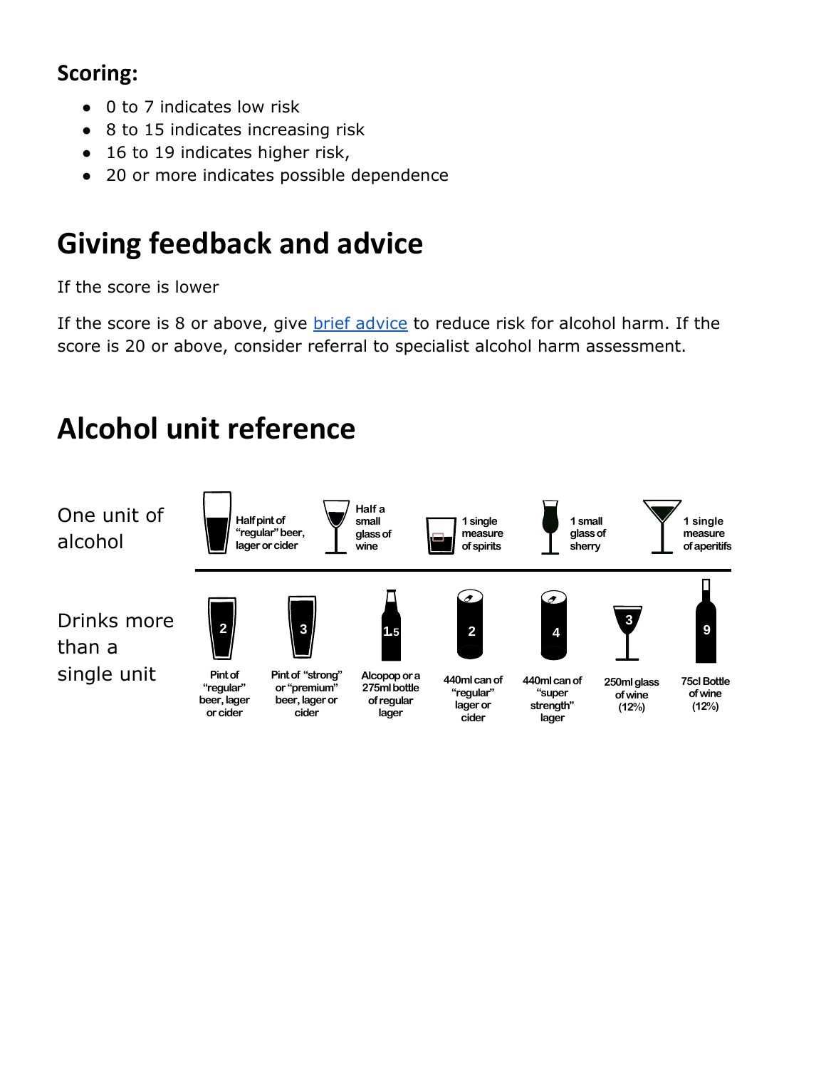**Scoring:**

- 0 to 7 indicates low risk
- 8 to 15 indicates increasing risk
- 16 to 19 indicates higher risk,
- 20 or more indicates possible dependence

# Giving feedback and advice

If the score is lower

If the score is 8 or above, give brief advice to reduce risk for alcohol harm. If the score is 20 or above, consider referral to specialist alcohol harm assessment.

# Alcohol unit reference

One unit of alcohol

Half pint of "regular" beer, lager or cider

Half a small glass of wine

1 single measure of spirits

1 small glass of sherry

1 single measure of aperitifs

Drinks more than a single unit

2
Pint of "regular" beer, lager or cider

3
Pint of "strong" or "premium" beer, lager or cider

1.5
Alcopop or a 275ml bottle of regular lager

2
440ml can of "regular" lager or cider

4
440ml can of "super strength" lager

3
250ml glass of wine (12%)

9
75cl Bottle of wine (12%)